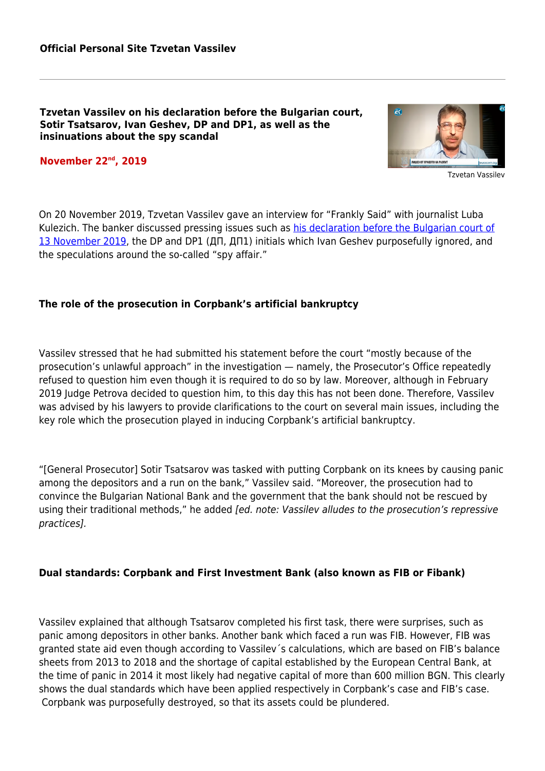**Official Personal Site Tzvetan Vassilev**

## Tzvetan Vassilev on his declaration before the Bulgarian court, Sotir Tsatsarov, Ivan Geshev, DP and DP1, as well as the insinuations about the spy scandal

**November 22nd, 2019**

Tzvetan Vassilev

On 20 November 2019, Tzvetan Vassilev gave an interview for "Frankly Said" with journalist Luba Kulezich. The banker discussed pressing issues such as his declaration before the Bulgarian court of 13 November 2019, the DP and DP1 (ДП, ДП1) initials which Ivan Geshev purposefully ignored, and the speculations around the so-called "spy affair."

### The role of the prosecution in Corpbank's artificial bankruptcy

Vassilev stressed that he had submitted his statement before the court "mostly because of the prosecution's unlawful approach" in the investigation — namely, the Prosecutor's Office repeatedly refused to question him even though it is required to do so by law. Moreover, although in February 2019 Judge Petrova decided to question him, to this day this has not been done. Therefore, Vassilev was advised by his lawyers to provide clarifications to the court on several main issues, including the key role which the prosecution played in inducing Corpbank's artificial bankruptcy.

"[General Prosecutor] Sotir Tsatsarov was tasked with putting Corpbank on its knees by causing panic among the depositors and a run on the bank," Vassilev said. "Moreover, the prosecution had to convince the Bulgarian National Bank and the government that the bank should not be rescued by using their traditional methods," he added *[ed. note: Vassilev alludes to the prosecution's repressive practices].*

### Dual standards: Corpbank and First Investment Bank (also known as FIB or Fibank)

Vassilev explained that although Tsatsarov completed his first task, there were surprises, such as panic among depositors in other banks. Another bank which faced a run was FIB. However, FIB was granted state aid even though according to Vassilev´s calculations, which are based on FIB's balance sheets from 2013 to 2018 and the shortage of capital established by the European Central Bank, at the time of panic in 2014 it most likely had negative capital of more than 600 million BGN. This clearly shows the dual standards which have been applied respectively in Corpbank's case and FIB's case. Corpbank was purposefully destroyed, so that its assets could be plundered.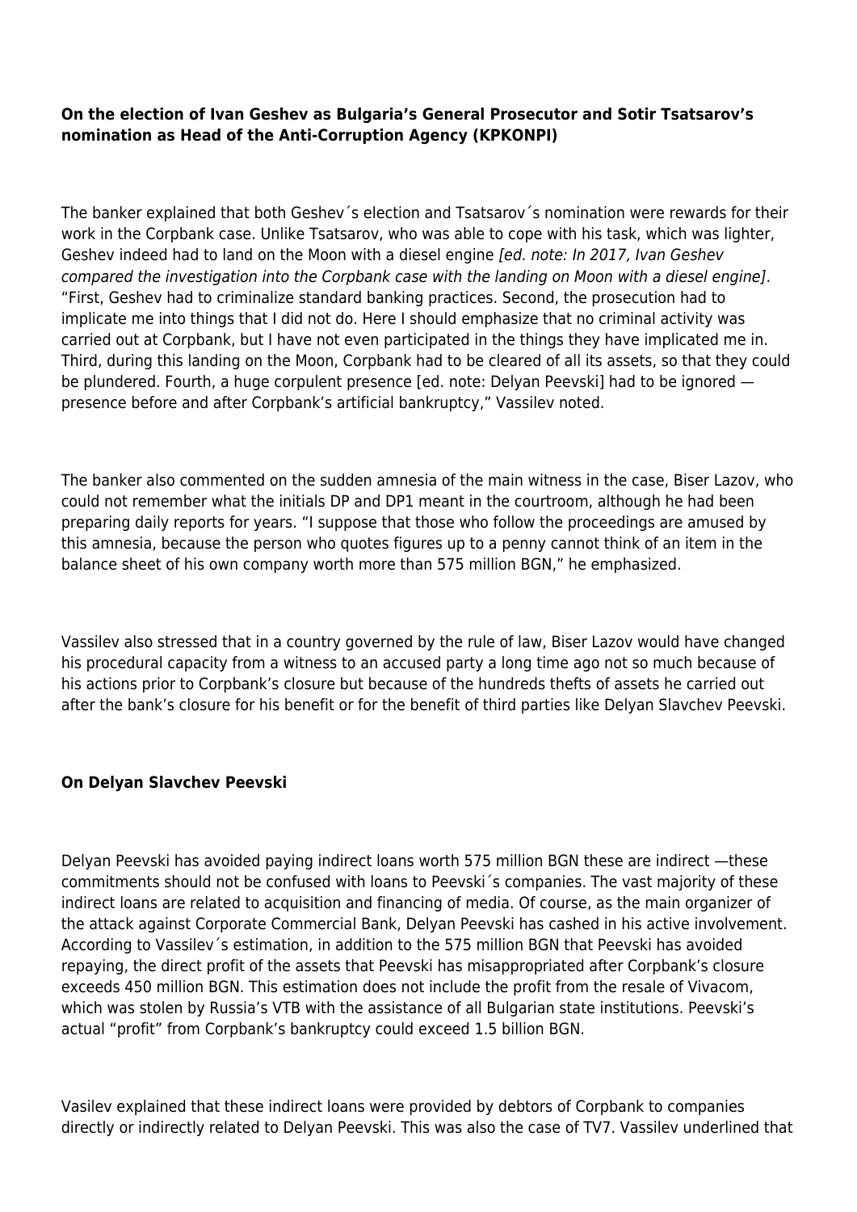**On the election of Ivan Geshev as Bulgaria's General Prosecutor and Sotir Tsatsarov's nomination as Head of the Anti-Corruption Agency (KPKONPI)**

The banker explained that both Geshev´s election and Tsatsarov´s nomination were rewards for their work in the Corpbank case. Unlike Tsatsarov, who was able to cope with his task, which was lighter, Geshev indeed had to land on the Moon with a diesel engine *[ed. note: In 2017, Ivan Geshev compared the investigation into the Corpbank case with the landing on Moon with a diesel engine]*. "First, Geshev had to criminalize standard banking practices. Second, the prosecution had to implicate me into things that I did not do. Here I should emphasize that no criminal activity was carried out at Corpbank, but I have not even participated in the things they have implicated me in. Third, during this landing on the Moon, Corpbank had to be cleared of all its assets, so that they could be plundered. Fourth, a huge corpulent presence [ed. note: Delyan Peevski] had to be ignored — presence before and after Corpbank's artificial bankruptcy," Vassilev noted.

The banker also commented on the sudden amnesia of the main witness in the case, Biser Lazov, who could not remember what the initials DP and DP1 meant in the courtroom, although he had been preparing daily reports for years. "I suppose that those who follow the proceedings are amused by this amnesia, because the person who quotes figures up to a penny cannot think of an item in the balance sheet of his own company worth more than 575 million BGN," he emphasized.

Vassilev also stressed that in a country governed by the rule of law, Biser Lazov would have changed his procedural capacity from a witness to an accused party a long time ago not so much because of his actions prior to Corpbank's closure but because of the hundreds thefts of assets he carried out after the bank's closure for his benefit or for the benefit of third parties like Delyan Slavchev Peevski.

**On Delyan Slavchev Peevski**

Delyan Peevski has avoided paying indirect loans worth 575 million BGN these are indirect —these commitments should not be confused with loans to Peevski´s companies. The vast majority of these indirect loans are related to acquisition and financing of media. Of course, as the main organizer of the attack against Corporate Commercial Bank, Delyan Peevski has cashed in his active involvement. According to Vassilev´s estimation, in addition to the 575 million BGN that Peevski has avoided repaying, the direct profit of the assets that Peevski has misappropriated after Corpbank's closure exceeds 450 million BGN. This estimation does not include the profit from the resale of Vivacom, which was stolen by Russia's VTB with the assistance of all Bulgarian state institutions. Peevski's actual "profit" from Corpbank's bankruptcy could exceed 1.5 billion BGN.

Vasilev explained that these indirect loans were provided by debtors of Corpbank to companies directly or indirectly related to Delyan Peevski. This was also the case of TV7. Vassilev underlined that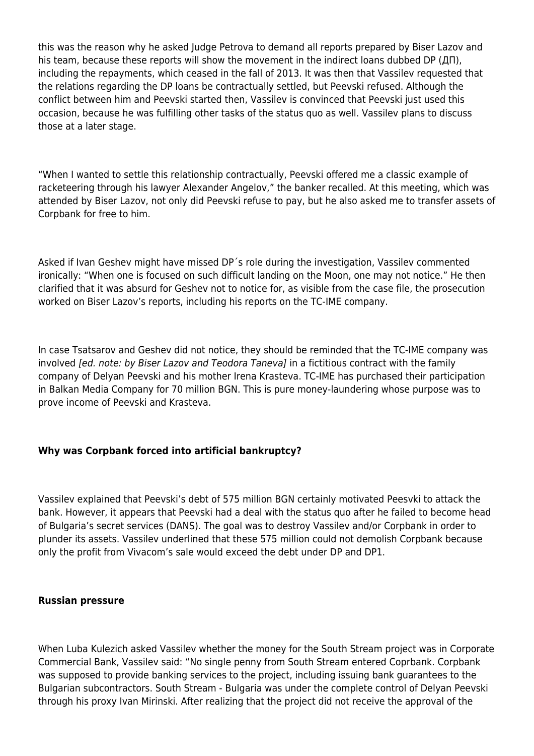this was the reason why he asked Judge Petrova to demand all reports prepared by Biser Lazov and his team, because these reports will show the movement in the indirect loans dubbed DP (ДП), including the repayments, which ceased in the fall of 2013. It was then that Vassilev requested that the relations regarding the DP loans be contractually settled, but Peevski refused. Although the conflict between him and Peevski started then, Vassilev is convinced that Peevski just used this occasion, because he was fulfilling other tasks of the status quo as well. Vassilev plans to discuss those at a later stage.

"When I wanted to settle this relationship contractually, Peevski offered me a classic example of racketeering through his lawyer Alexander Angelov," the banker recalled. At this meeting, which was attended by Biser Lazov, not only did Peevski refuse to pay, but he also asked me to transfer assets of Corpbank for free to him.

Asked if Ivan Geshev might have missed DP´s role during the investigation, Vassilev commented ironically: "When one is focused on such difficult landing on the Moon, one may not notice." He then clarified that it was absurd for Geshev not to notice for, as visible from the case file, the prosecution worked on Biser Lazov's reports, including his reports on the TC-IME company.

In case Tsatsarov and Geshev did not notice, they should be reminded that the TC-IME company was involved *[ed. note: by Biser Lazov and Teodora Taneva]* in a fictitious contract with the family company of Delyan Peevski and his mother Irena Krasteva. TC-IME has purchased their participation in Balkan Media Company for 70 million BGN. This is pure money-laundering whose purpose was to prove income of Peevski and Krasteva.

**Why was Corpbank forced into artificial bankruptcy?**

Vassilev explained that Peevski's debt of 575 million BGN certainly motivated Peesvki to attack the bank. However, it appears that Peevski had a deal with the status quo after he failed to become head of Bulgaria's secret services (DANS). The goal was to destroy Vassilev and/or Corpbank in order to plunder its assets. Vassilev underlined that these 575 million could not demolish Corpbank because only the profit from Vivacom's sale would exceed the debt under DP and DP1.

**Russian pressure**

When Luba Kulezich asked Vassilev whether the money for the South Stream project was in Corporate Commercial Bank, Vassilev said: "No single penny from South Stream entered Coprbank. Corpbank was supposed to provide banking services to the project, including issuing bank guarantees to the Bulgarian subcontractors. South Stream - Bulgaria was under the complete control of Delyan Peevski through his proxy Ivan Mirinski. After realizing that the project did not receive the approval of the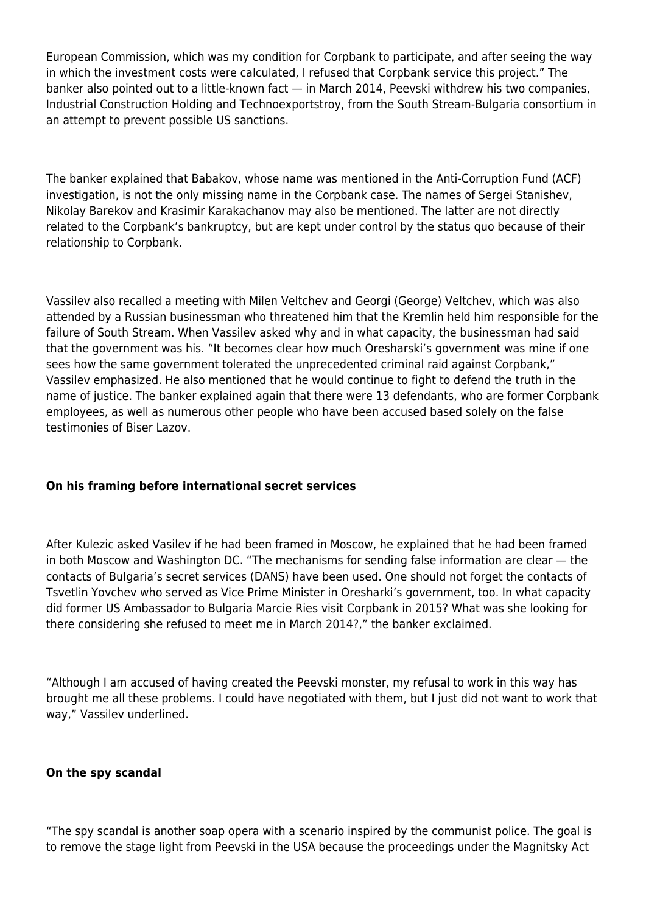European Commission, which was my condition for Corpbank to participate, and after seeing the way in which the investment costs were calculated, I refused that Corpbank service this project." The banker also pointed out to a little-known fact — in March 2014, Peevski withdrew his two companies, Industrial Construction Holding and Technoexportstroy, from the South Stream-Bulgaria consortium in an attempt to prevent possible US sanctions.

The banker explained that Babakov, whose name was mentioned in the Anti-Corruption Fund (ACF) investigation, is not the only missing name in the Corpbank case. The names of Sergei Stanishev, Nikolay Barekov and Krasimir Karakachanov may also be mentioned. The latter are not directly related to the Corpbank's bankruptcy, but are kept under control by the status quo because of their relationship to Corpbank.

Vassilev also recalled a meeting with Milen Veltchev and Georgi (George) Veltchev, which was also attended by a Russian businessman who threatened him that the Kremlin held him responsible for the failure of South Stream. When Vassilev asked why and in what capacity, the businessman had said that the government was his. "It becomes clear how much Oresharski's government was mine if one sees how the same government tolerated the unprecedented criminal raid against Corpbank," Vassilev emphasized. He also mentioned that he would continue to fight to defend the truth in the name of justice. The banker explained again that there were 13 defendants, who are former Corpbank employees, as well as numerous other people who have been accused based solely on the false testimonies of Biser Lazov.

**On his framing before international secret services**

After Kulezic asked Vasilev if he had been framed in Moscow, he explained that he had been framed in both Moscow and Washington DC. "The mechanisms for sending false information are clear — the contacts of Bulgaria's secret services (DANS) have been used. One should not forget the contacts of Tsvetlin Yovchev who served as Vice Prime Minister in Oresharki's government, too. In what capacity did former US Ambassador to Bulgaria Marcie Ries visit Corpbank in 2015? What was she looking for there considering she refused to meet me in March 2014?," the banker exclaimed.

"Although I am accused of having created the Peevski monster, my refusal to work in this way has brought me all these problems. I could have negotiated with them, but I just did not want to work that way," Vassilev underlined.

**On the spy scandal**

"The spy scandal is another soap opera with a scenario inspired by the communist police. The goal is to remove the stage light from Peevski in the USA because the proceedings under the Magnitsky Act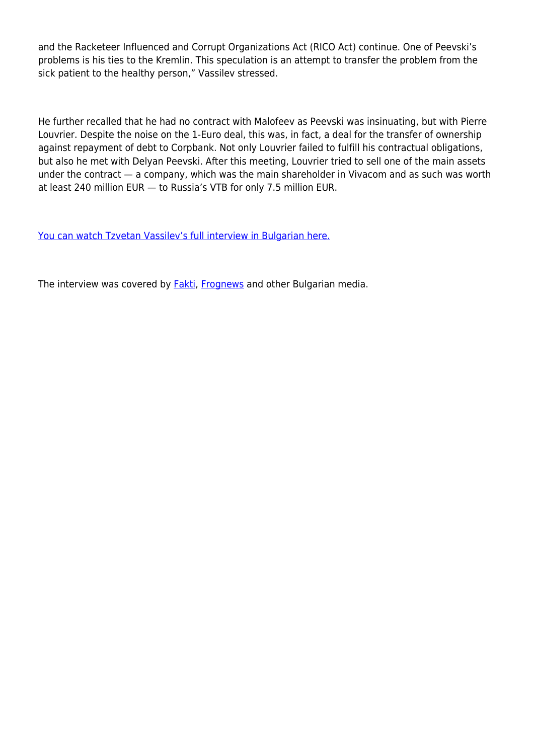and the Racketeer Influenced and Corrupt Organizations Act (RICO Act) continue. One of Peevski's problems is his ties to the Kremlin. This speculation is an attempt to transfer the problem from the sick patient to the healthy person," Vassilev stressed.

He further recalled that he had no contract with Malofeev as Peevski was insinuating, but with Pierre Louvrier. Despite the noise on the 1-Euro deal, this was, in fact, a deal for the transfer of ownership against repayment of debt to Corpbank. Not only Louvrier failed to fulfill his contractual obligations, but also he met with Delyan Peevski. After this meeting, Louvrier tried to sell one of the main assets under the contract — a company, which was the main shareholder in Vivacom and as such was worth at least 240 million EUR — to Russia's VTB for only 7.5 million EUR.

You can watch Tzvetan Vassilev's full interview in Bulgarian here.

The interview was covered by Fakti, Frognews and other Bulgarian media.